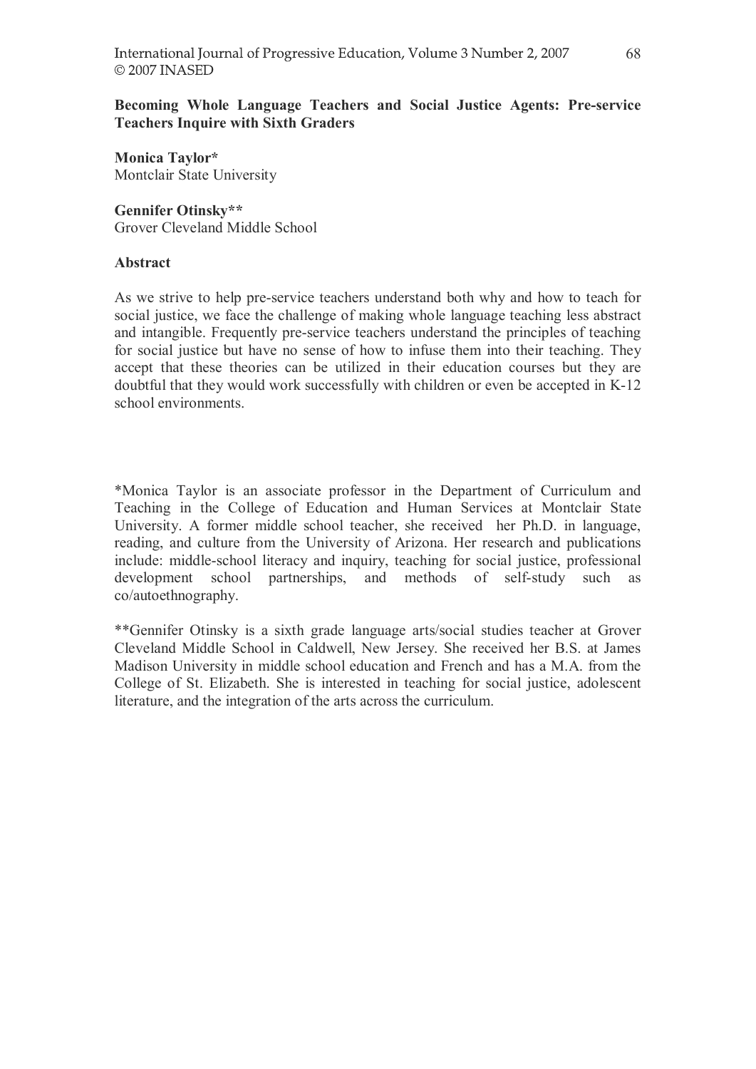# Becoming Whole Language Teachers and Social Justice Agents: Pre-service Teachers Inquire with Sixth Graders

**Monica Taylor***
Montclair State University

**Gennifer Otinsky****
Grover Cleveland Middle School

## Abstract

As we strive to help pre-service teachers understand both why and how to teach for social justice, we face the challenge of making whole language teaching less abstract and intangible. Frequently pre-service teachers understand the principles of teaching for social justice but have no sense of how to infuse them into their teaching. They accept that these theories can be utilized in their education courses but they are doubtful that they would work successfully with children or even be accepted in K-12 school environments.

*Monica Taylor is an associate professor in the Department of Curriculum and Teaching in the College of Education and Human Services at Montclair State University. A former middle school teacher, she received her Ph.D. in language, reading, and culture from the University of Arizona. Her research and publications include: middle-school literacy and inquiry, teaching for social justice, professional development school partnerships, and methods of self-study such as co/autoethnography.

**Gennifer Otinsky is a sixth grade language arts/social studies teacher at Grover Cleveland Middle School in Caldwell, New Jersey. She received her B.S. at James Madison University in middle school education and French and has a M.A. from the College of St. Elizabeth. She is interested in teaching for social justice, adolescent literature, and the integration of the arts across the curriculum.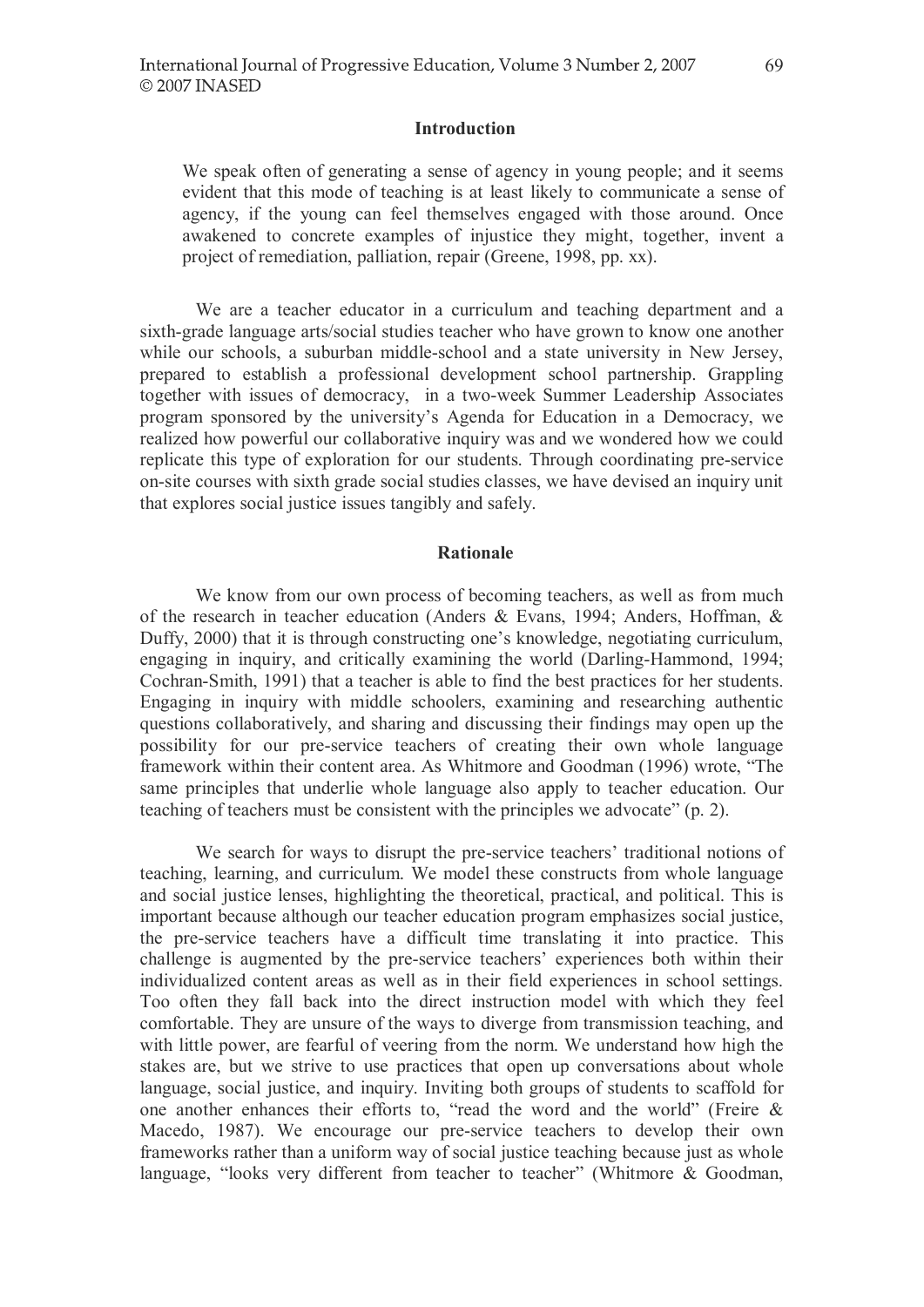## Introduction

> We speak often of generating a sense of agency in young people; and it seems evident that this mode of teaching is at least likely to communicate a sense of agency, if the young can feel themselves engaged with those around. Once awakened to concrete examples of injustice they might, together, invent a project of remediation, palliation, repair (Greene, 1998, pp. xx).

We are a teacher educator in a curriculum and teaching department and a sixth-grade language arts/social studies teacher who have grown to know one another while our schools, a suburban middle-school and a state university in New Jersey, prepared to establish a professional development school partnership. Grappling together with issues of democracy, in a two-week Summer Leadership Associates program sponsored by the university's Agenda for Education in a Democracy, we realized how powerful our collaborative inquiry was and we wondered how we could replicate this type of exploration for our students. Through coordinating pre-service on-site courses with sixth grade social studies classes, we have devised an inquiry unit that explores social justice issues tangibly and safely.

## Rationale

We know from our own process of becoming teachers, as well as from much of the research in teacher education (Anders & Evans, 1994; Anders, Hoffman, & Duffy, 2000) that it is through constructing one's knowledge, negotiating curriculum, engaging in inquiry, and critically examining the world (Darling-Hammond, 1994; Cochran-Smith, 1991) that a teacher is able to find the best practices for her students. Engaging in inquiry with middle schoolers, examining and researching authentic questions collaboratively, and sharing and discussing their findings may open up the possibility for our pre-service teachers of creating their own whole language framework within their content area. As Whitmore and Goodman (1996) wrote, "The same principles that underlie whole language also apply to teacher education. Our teaching of teachers must be consistent with the principles we advocate" (p. 2).

We search for ways to disrupt the pre-service teachers' traditional notions of teaching, learning, and curriculum. We model these constructs from whole language and social justice lenses, highlighting the theoretical, practical, and political. This is important because although our teacher education program emphasizes social justice, the pre-service teachers have a difficult time translating it into practice. This challenge is augmented by the pre-service teachers' experiences both within their individualized content areas as well as in their field experiences in school settings. Too often they fall back into the direct instruction model with which they feel comfortable. They are unsure of the ways to diverge from transmission teaching, and with little power, are fearful of veering from the norm. We understand how high the stakes are, but we strive to use practices that open up conversations about whole language, social justice, and inquiry. Inviting both groups of students to scaffold for one another enhances their efforts to, "read the word and the world" (Freire & Macedo, 1987). We encourage our pre-service teachers to develop their own frameworks rather than a uniform way of social justice teaching because just as whole language, "looks very different from teacher to teacher" (Whitmore & Goodman,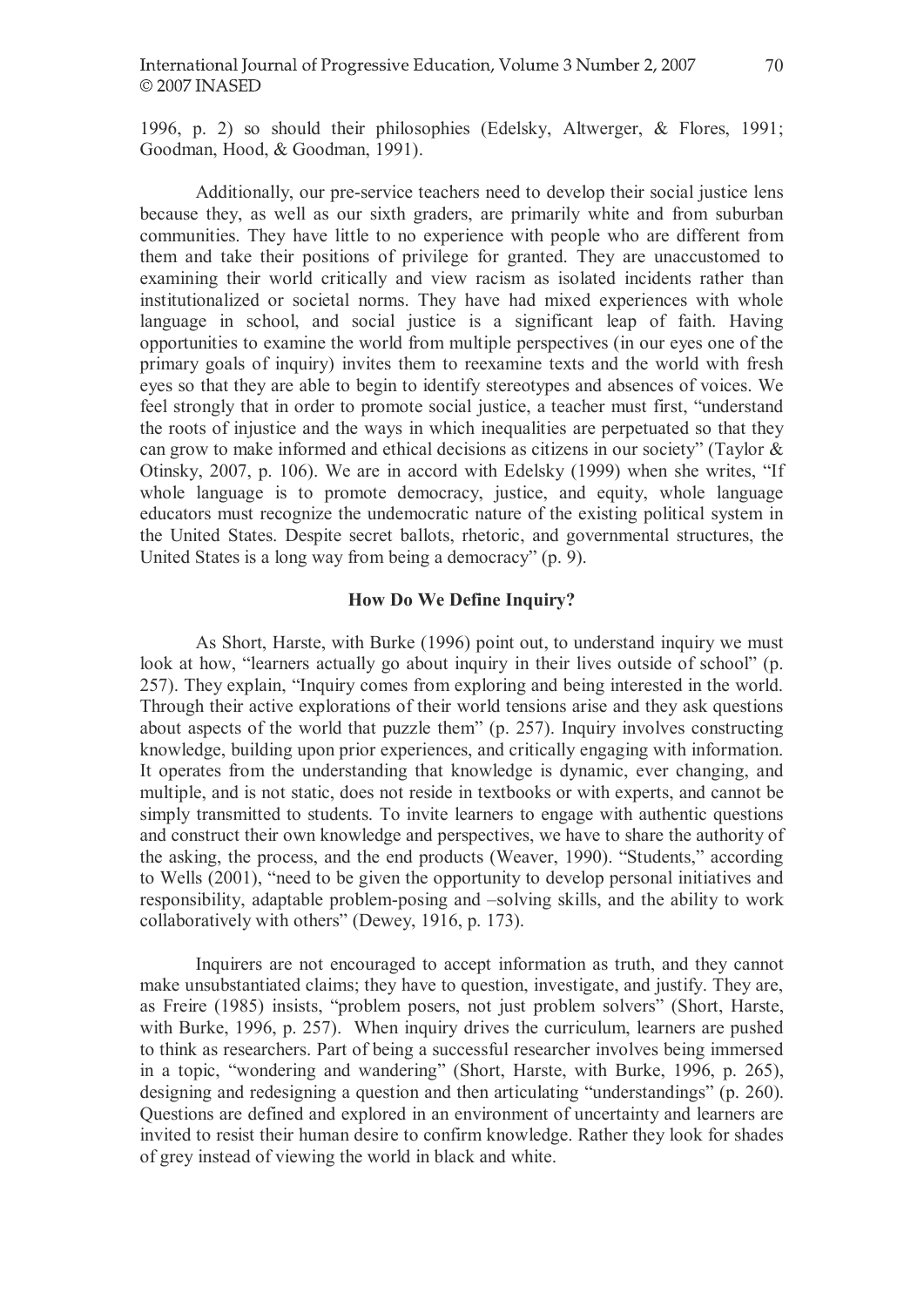1996, p. 2) so should their philosophies (Edelsky, Altwerger, & Flores, 1991; Goodman, Hood, & Goodman, 1991).

Additionally, our pre-service teachers need to develop their social justice lens because they, as well as our sixth graders, are primarily white and from suburban communities. They have little to no experience with people who are different from them and take their positions of privilege for granted. They are unaccustomed to examining their world critically and view racism as isolated incidents rather than institutionalized or societal norms. They have had mixed experiences with whole language in school, and social justice is a significant leap of faith. Having opportunities to examine the world from multiple perspectives (in our eyes one of the primary goals of inquiry) invites them to reexamine texts and the world with fresh eyes so that they are able to begin to identify stereotypes and absences of voices. We feel strongly that in order to promote social justice, a teacher must first, "understand the roots of injustice and the ways in which inequalities are perpetuated so that they can grow to make informed and ethical decisions as citizens in our society" (Taylor & Otinsky, 2007, p. 106). We are in accord with Edelsky (1999) when she writes, "If whole language is to promote democracy, justice, and equity, whole language educators must recognize the undemocratic nature of the existing political system in the United States. Despite secret ballots, rhetoric, and governmental structures, the United States is a long way from being a democracy" (p. 9).

## How Do We Define Inquiry?

As Short, Harste, with Burke (1996) point out, to understand inquiry we must look at how, "learners actually go about inquiry in their lives outside of school" (p. 257). They explain, "Inquiry comes from exploring and being interested in the world. Through their active explorations of their world tensions arise and they ask questions about aspects of the world that puzzle them" (p. 257). Inquiry involves constructing knowledge, building upon prior experiences, and critically engaging with information. It operates from the understanding that knowledge is dynamic, ever changing, and multiple, and is not static, does not reside in textbooks or with experts, and cannot be simply transmitted to students. To invite learners to engage with authentic questions and construct their own knowledge and perspectives, we have to share the authority of the asking, the process, and the end products (Weaver, 1990). "Students," according to Wells (2001), "need to be given the opportunity to develop personal initiatives and responsibility, adaptable problem-posing and –solving skills, and the ability to work collaboratively with others" (Dewey, 1916, p. 173).

Inquirers are not encouraged to accept information as truth, and they cannot make unsubstantiated claims; they have to question, investigate, and justify. They are, as Freire (1985) insists, "problem posers, not just problem solvers" (Short, Harste, with Burke, 1996, p. 257). When inquiry drives the curriculum, learners are pushed to think as researchers. Part of being a successful researcher involves being immersed in a topic, "wondering and wandering" (Short, Harste, with Burke, 1996, p. 265), designing and redesigning a question and then articulating "understandings" (p. 260). Questions are defined and explored in an environment of uncertainty and learners are invited to resist their human desire to confirm knowledge. Rather they look for shades of grey instead of viewing the world in black and white.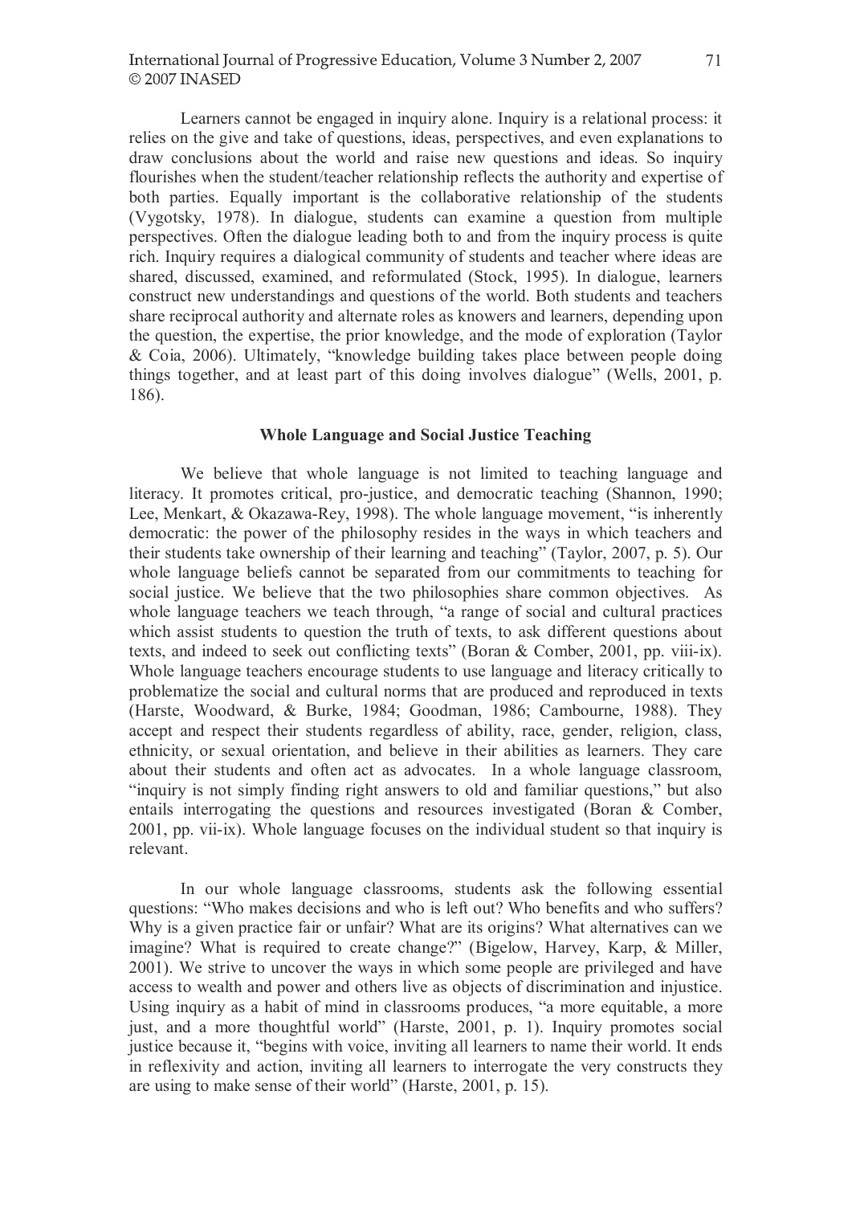Learners cannot be engaged in inquiry alone. Inquiry is a relational process: it relies on the give and take of questions, ideas, perspectives, and even explanations to draw conclusions about the world and raise new questions and ideas. So inquiry flourishes when the student/teacher relationship reflects the authority and expertise of both parties. Equally important is the collaborative relationship of the students (Vygotsky, 1978). In dialogue, students can examine a question from multiple perspectives. Often the dialogue leading both to and from the inquiry process is quite rich. Inquiry requires a dialogical community of students and teacher where ideas are shared, discussed, examined, and reformulated (Stock, 1995). In dialogue, learners construct new understandings and questions of the world. Both students and teachers share reciprocal authority and alternate roles as knowers and learners, depending upon the question, the expertise, the prior knowledge, and the mode of exploration (Taylor & Coia, 2006). Ultimately, "knowledge building takes place between people doing things together, and at least part of this doing involves dialogue" (Wells, 2001, p. 186).

## Whole Language and Social Justice Teaching

We believe that whole language is not limited to teaching language and literacy. It promotes critical, pro-justice, and democratic teaching (Shannon, 1990; Lee, Menkart, & Okazawa-Rey, 1998). The whole language movement, "is inherently democratic: the power of the philosophy resides in the ways in which teachers and their students take ownership of their learning and teaching" (Taylor, 2007, p. 5). Our whole language beliefs cannot be separated from our commitments to teaching for social justice. We believe that the two philosophies share common objectives. As whole language teachers we teach through, "a range of social and cultural practices which assist students to question the truth of texts, to ask different questions about texts, and indeed to seek out conflicting texts" (Boran & Comber, 2001, pp. viii-ix). Whole language teachers encourage students to use language and literacy critically to problematize the social and cultural norms that are produced and reproduced in texts (Harste, Woodward, & Burke, 1984; Goodman, 1986; Cambourne, 1988). They accept and respect their students regardless of ability, race, gender, religion, class, ethnicity, or sexual orientation, and believe in their abilities as learners. They care about their students and often act as advocates. In a whole language classroom, "inquiry is not simply finding right answers to old and familiar questions," but also entails interrogating the questions and resources investigated (Boran & Comber, 2001, pp. vii-ix). Whole language focuses on the individual student so that inquiry is relevant.

In our whole language classrooms, students ask the following essential questions: "Who makes decisions and who is left out? Who benefits and who suffers? Why is a given practice fair or unfair? What are its origins? What alternatives can we imagine? What is required to create change?" (Bigelow, Harvey, Karp, & Miller, 2001). We strive to uncover the ways in which some people are privileged and have access to wealth and power and others live as objects of discrimination and injustice. Using inquiry as a habit of mind in classrooms produces, "a more equitable, a more just, and a more thoughtful world" (Harste, 2001, p. 1). Inquiry promotes social justice because it, "begins with voice, inviting all learners to name their world. It ends in reflexivity and action, inviting all learners to interrogate the very constructs they are using to make sense of their world" (Harste, 2001, p. 15).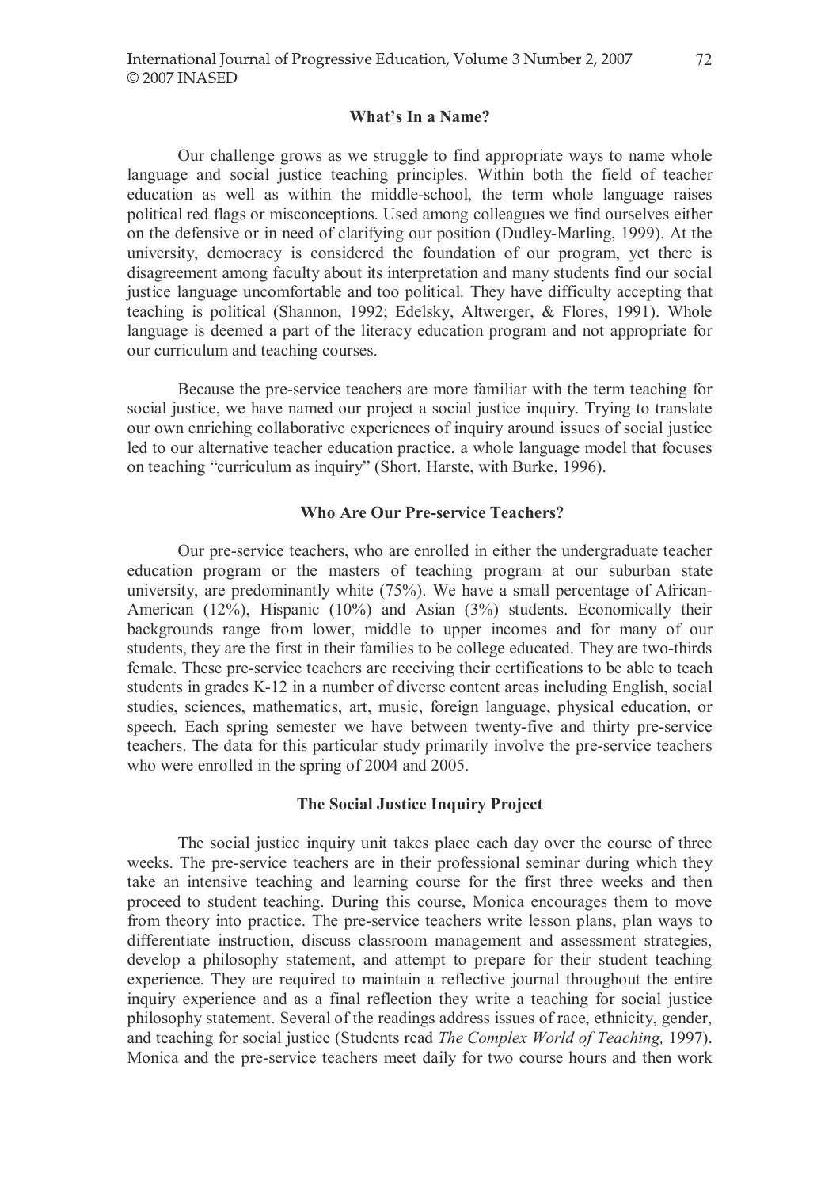### What's In a Name?

Our challenge grows as we struggle to find appropriate ways to name whole language and social justice teaching principles. Within both the field of teacher education as well as within the middle-school, the term whole language raises political red flags or misconceptions. Used among colleagues we find ourselves either on the defensive or in need of clarifying our position (Dudley-Marling, 1999). At the university, democracy is considered the foundation of our program, yet there is disagreement among faculty about its interpretation and many students find our social justice language uncomfortable and too political. They have difficulty accepting that teaching is political (Shannon, 1992; Edelsky, Altwerger, & Flores, 1991). Whole language is deemed a part of the literacy education program and not appropriate for our curriculum and teaching courses.

Because the pre-service teachers are more familiar with the term teaching for social justice, we have named our project a social justice inquiry. Trying to translate our own enriching collaborative experiences of inquiry around issues of social justice led to our alternative teacher education practice, a whole language model that focuses on teaching "curriculum as inquiry" (Short, Harste, with Burke, 1996).

### Who Are Our Pre-service Teachers?

Our pre-service teachers, who are enrolled in either the undergraduate teacher education program or the masters of teaching program at our suburban state university, are predominantly white (75%). We have a small percentage of African-American (12%), Hispanic (10%) and Asian (3%) students. Economically their backgrounds range from lower, middle to upper incomes and for many of our students, they are the first in their families to be college educated. They are two-thirds female. These pre-service teachers are receiving their certifications to be able to teach students in grades K-12 in a number of diverse content areas including English, social studies, sciences, mathematics, art, music, foreign language, physical education, or speech. Each spring semester we have between twenty-five and thirty pre-service teachers. The data for this particular study primarily involve the pre-service teachers who were enrolled in the spring of 2004 and 2005.

### The Social Justice Inquiry Project

The social justice inquiry unit takes place each day over the course of three weeks. The pre-service teachers are in their professional seminar during which they take an intensive teaching and learning course for the first three weeks and then proceed to student teaching. During this course, Monica encourages them to move from theory into practice. The pre-service teachers write lesson plans, plan ways to differentiate instruction, discuss classroom management and assessment strategies, develop a philosophy statement, and attempt to prepare for their student teaching experience. They are required to maintain a reflective journal throughout the entire inquiry experience and as a final reflection they write a teaching for social justice philosophy statement. Several of the readings address issues of race, ethnicity, gender, and teaching for social justice (Students read *The Complex World of Teaching,* 1997). Monica and the pre-service teachers meet daily for two course hours and then work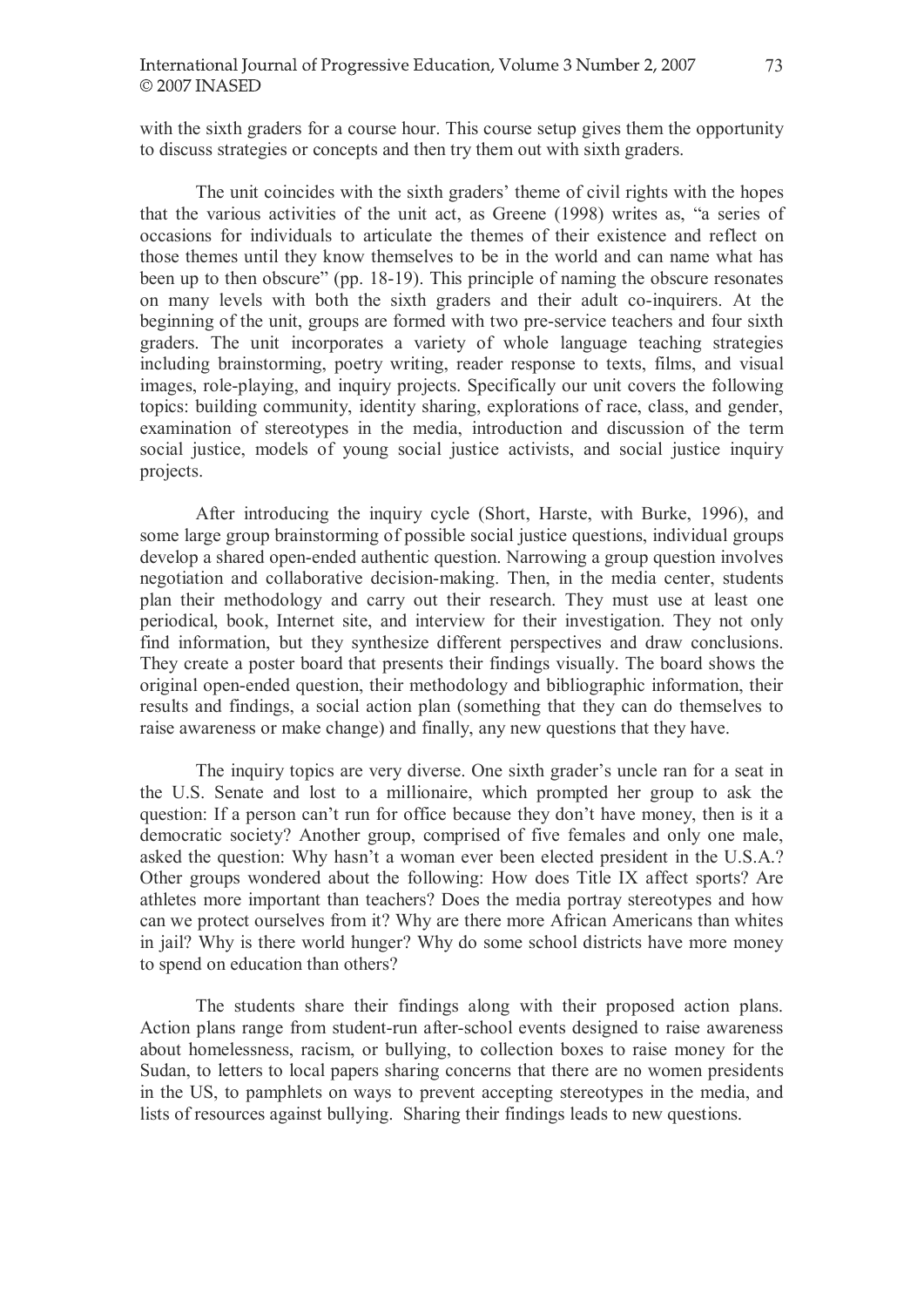with the sixth graders for a course hour. This course setup gives them the opportunity to discuss strategies or concepts and then try them out with sixth graders.

The unit coincides with the sixth graders' theme of civil rights with the hopes that the various activities of the unit act, as Greene (1998) writes as, "a series of occasions for individuals to articulate the themes of their existence and reflect on those themes until they know themselves to be in the world and can name what has been up to then obscure" (pp. 18-19). This principle of naming the obscure resonates on many levels with both the sixth graders and their adult co-inquirers. At the beginning of the unit, groups are formed with two pre-service teachers and four sixth graders. The unit incorporates a variety of whole language teaching strategies including brainstorming, poetry writing, reader response to texts, films, and visual images, role-playing, and inquiry projects. Specifically our unit covers the following topics: building community, identity sharing, explorations of race, class, and gender, examination of stereotypes in the media, introduction and discussion of the term social justice, models of young social justice activists, and social justice inquiry projects.

After introducing the inquiry cycle (Short, Harste, with Burke, 1996), and some large group brainstorming of possible social justice questions, individual groups develop a shared open-ended authentic question. Narrowing a group question involves negotiation and collaborative decision-making. Then, in the media center, students plan their methodology and carry out their research. They must use at least one periodical, book, Internet site, and interview for their investigation. They not only find information, but they synthesize different perspectives and draw conclusions. They create a poster board that presents their findings visually. The board shows the original open-ended question, their methodology and bibliographic information, their results and findings, a social action plan (something that they can do themselves to raise awareness or make change) and finally, any new questions that they have.

The inquiry topics are very diverse. One sixth grader's uncle ran for a seat in the U.S. Senate and lost to a millionaire, which prompted her group to ask the question: If a person can't run for office because they don't have money, then is it a democratic society? Another group, comprised of five females and only one male, asked the question: Why hasn't a woman ever been elected president in the U.S.A.? Other groups wondered about the following: How does Title IX affect sports? Are athletes more important than teachers? Does the media portray stereotypes and how can we protect ourselves from it? Why are there more African Americans than whites in jail? Why is there world hunger? Why do some school districts have more money to spend on education than others?

The students share their findings along with their proposed action plans. Action plans range from student-run after-school events designed to raise awareness about homelessness, racism, or bullying, to collection boxes to raise money for the Sudan, to letters to local papers sharing concerns that there are no women presidents in the US, to pamphlets on ways to prevent accepting stereotypes in the media, and lists of resources against bullying. Sharing their findings leads to new questions.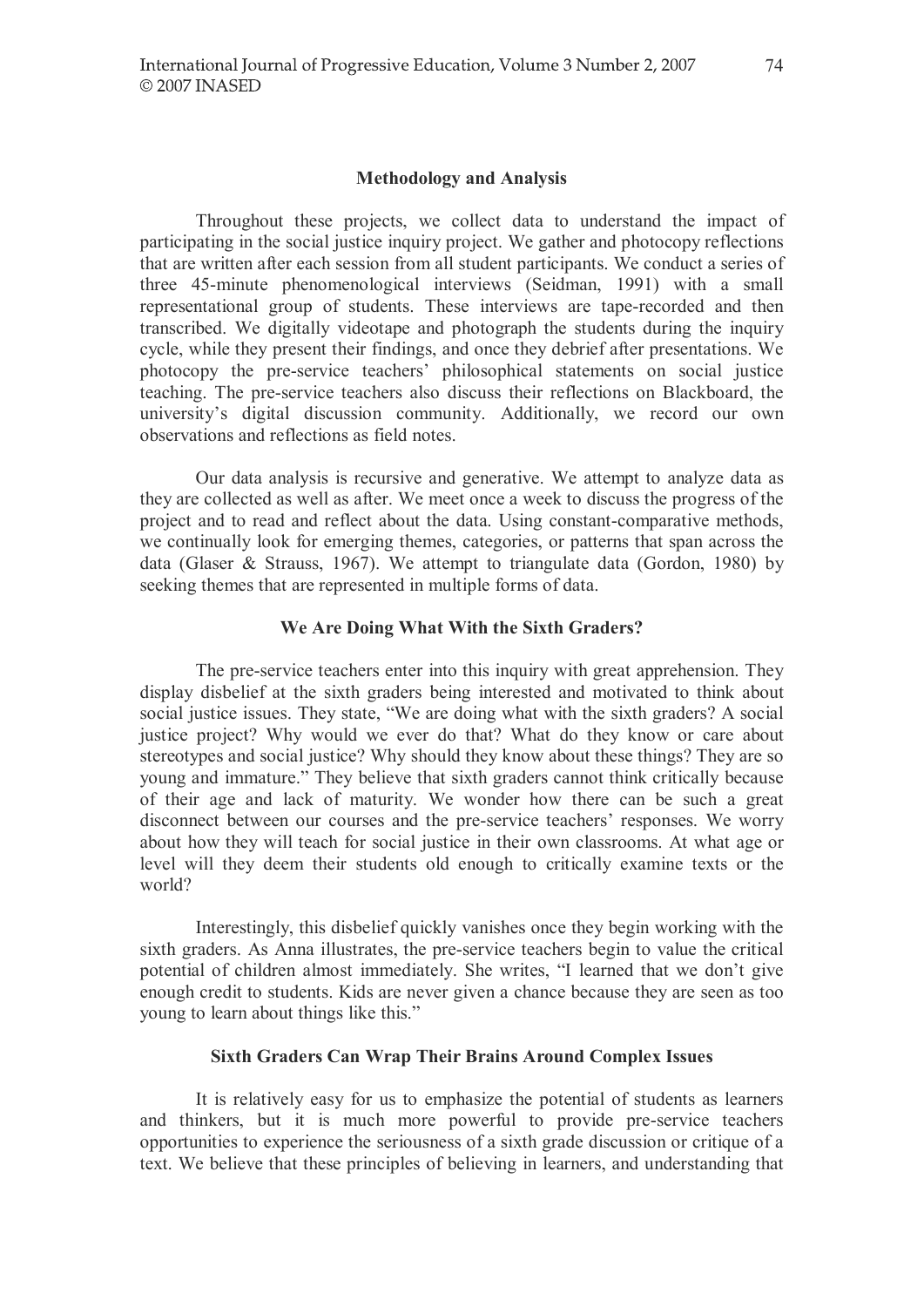## Methodology and Analysis

Throughout these projects, we collect data to understand the impact of participating in the social justice inquiry project. We gather and photocopy reflections that are written after each session from all student participants. We conduct a series of three 45-minute phenomenological interviews (Seidman, 1991) with a small representational group of students. These interviews are tape-recorded and then transcribed. We digitally videotape and photograph the students during the inquiry cycle, while they present their findings, and once they debrief after presentations. We photocopy the pre-service teachers' philosophical statements on social justice teaching. The pre-service teachers also discuss their reflections on Blackboard, the university's digital discussion community. Additionally, we record our own observations and reflections as field notes.

Our data analysis is recursive and generative. We attempt to analyze data as they are collected as well as after. We meet once a week to discuss the progress of the project and to read and reflect about the data. Using constant-comparative methods, we continually look for emerging themes, categories, or patterns that span across the data (Glaser & Strauss, 1967). We attempt to triangulate data (Gordon, 1980) by seeking themes that are represented in multiple forms of data.

## We Are Doing What With the Sixth Graders?

The pre-service teachers enter into this inquiry with great apprehension. They display disbelief at the sixth graders being interested and motivated to think about social justice issues. They state, "We are doing what with the sixth graders? A social justice project? Why would we ever do that? What do they know or care about stereotypes and social justice? Why should they know about these things? They are so young and immature." They believe that sixth graders cannot think critically because of their age and lack of maturity. We wonder how there can be such a great disconnect between our courses and the pre-service teachers' responses. We worry about how they will teach for social justice in their own classrooms. At what age or level will they deem their students old enough to critically examine texts or the world?

Interestingly, this disbelief quickly vanishes once they begin working with the sixth graders. As Anna illustrates, the pre-service teachers begin to value the critical potential of children almost immediately. She writes, "I learned that we don't give enough credit to students. Kids are never given a chance because they are seen as too young to learn about things like this."

## Sixth Graders Can Wrap Their Brains Around Complex Issues

It is relatively easy for us to emphasize the potential of students as learners and thinkers, but it is much more powerful to provide pre-service teachers opportunities to experience the seriousness of a sixth grade discussion or critique of a text. We believe that these principles of believing in learners, and understanding that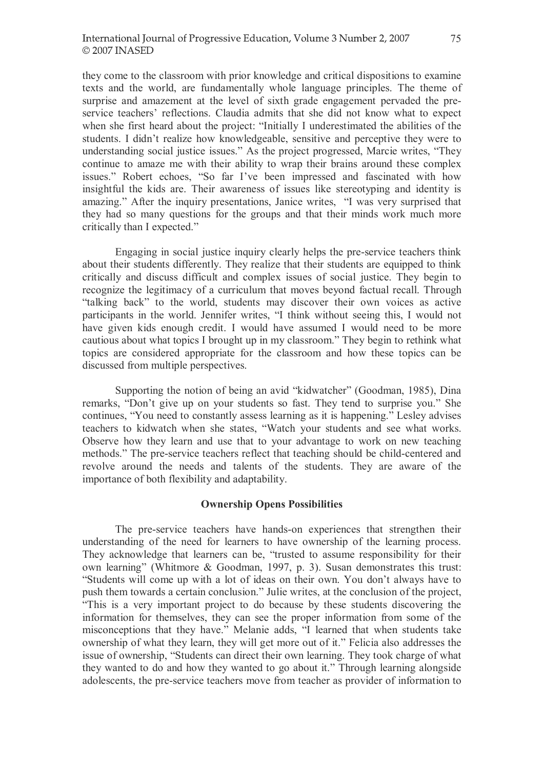they come to the classroom with prior knowledge and critical dispositions to examine texts and the world, are fundamentally whole language principles. The theme of surprise and amazement at the level of sixth grade engagement pervaded the pre-service teachers' reflections. Claudia admits that she did not know what to expect when she first heard about the project: "Initially I underestimated the abilities of the students. I didn't realize how knowledgeable, sensitive and perceptive they were to understanding social justice issues." As the project progressed, Marcie writes, "They continue to amaze me with their ability to wrap their brains around these complex issues." Robert echoes, "So far I've been impressed and fascinated with how insightful the kids are. Their awareness of issues like stereotyping and identity is amazing." After the inquiry presentations, Janice writes, "I was very surprised that they had so many questions for the groups and that their minds work much more critically than I expected."

Engaging in social justice inquiry clearly helps the pre-service teachers think about their students differently. They realize that their students are equipped to think critically and discuss difficult and complex issues of social justice. They begin to recognize the legitimacy of a curriculum that moves beyond factual recall. Through "talking back" to the world, students may discover their own voices as active participants in the world. Jennifer writes, "I think without seeing this, I would not have given kids enough credit. I would have assumed I would need to be more cautious about what topics I brought up in my classroom." They begin to rethink what topics are considered appropriate for the classroom and how these topics can be discussed from multiple perspectives.

Supporting the notion of being an avid "kidwatcher" (Goodman, 1985), Dina remarks, "Don't give up on your students so fast. They tend to surprise you." She continues, "You need to constantly assess learning as it is happening." Lesley advises teachers to kidwatch when she states, "Watch your students and see what works. Observe how they learn and use that to your advantage to work on new teaching methods." The pre-service teachers reflect that teaching should be child-centered and revolve around the needs and talents of the students. They are aware of the importance of both flexibility and adaptability.

## Ownership Opens Possibilities

The pre-service teachers have hands-on experiences that strengthen their understanding of the need for learners to have ownership of the learning process. They acknowledge that learners can be, "trusted to assume responsibility for their own learning" (Whitmore & Goodman, 1997, p. 3). Susan demonstrates this trust: "Students will come up with a lot of ideas on their own. You don't always have to push them towards a certain conclusion." Julie writes, at the conclusion of the project, "This is a very important project to do because by these students discovering the information for themselves, they can see the proper information from some of the misconceptions that they have." Melanie adds, "I learned that when students take ownership of what they learn, they will get more out of it." Felicia also addresses the issue of ownership, "Students can direct their own learning. They took charge of what they wanted to do and how they wanted to go about it." Through learning alongside adolescents, the pre-service teachers move from teacher as provider of information to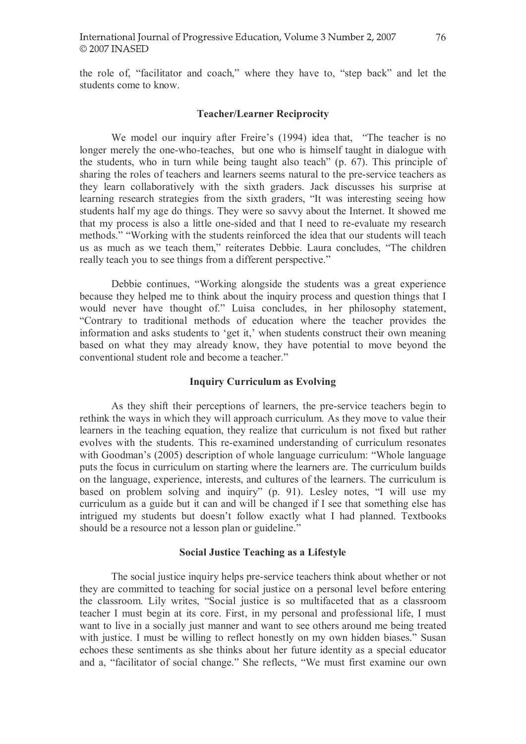the role of, "facilitator and coach," where they have to, "step back" and let the students come to know.

### Teacher/Learner Reciprocity

We model our inquiry after Freire's (1994) idea that, "The teacher is no longer merely the one-who-teaches, but one who is himself taught in dialogue with the students, who in turn while being taught also teach" (p. 67). This principle of sharing the roles of teachers and learners seems natural to the pre-service teachers as they learn collaboratively with the sixth graders. Jack discusses his surprise at learning research strategies from the sixth graders, "It was interesting seeing how students half my age do things. They were so savvy about the Internet. It showed me that my process is also a little one-sided and that I need to re-evaluate my research methods." "Working with the students reinforced the idea that our students will teach us as much as we teach them," reiterates Debbie. Laura concludes, "The children really teach you to see things from a different perspective."

Debbie continues, "Working alongside the students was a great experience because they helped me to think about the inquiry process and question things that I would never have thought of." Luisa concludes, in her philosophy statement, "Contrary to traditional methods of education where the teacher provides the information and asks students to 'get it,' when students construct their own meaning based on what they may already know, they have potential to move beyond the conventional student role and become a teacher."

### Inquiry Curriculum as Evolving

As they shift their perceptions of learners, the pre-service teachers begin to rethink the ways in which they will approach curriculum. As they move to value their learners in the teaching equation, they realize that curriculum is not fixed but rather evolves with the students. This re-examined understanding of curriculum resonates with Goodman's (2005) description of whole language curriculum: "Whole language puts the focus in curriculum on starting where the learners are. The curriculum builds on the language, experience, interests, and cultures of the learners. The curriculum is based on problem solving and inquiry" (p. 91). Lesley notes, "I will use my curriculum as a guide but it can and will be changed if I see that something else has intrigued my students but doesn't follow exactly what I had planned. Textbooks should be a resource not a lesson plan or guideline."

### Social Justice Teaching as a Lifestyle

The social justice inquiry helps pre-service teachers think about whether or not they are committed to teaching for social justice on a personal level before entering the classroom. Lily writes, "Social justice is so multifaceted that as a classroom teacher I must begin at its core. First, in my personal and professional life, I must want to live in a socially just manner and want to see others around me being treated with justice. I must be willing to reflect honestly on my own hidden biases." Susan echoes these sentiments as she thinks about her future identity as a special educator and a, "facilitator of social change." She reflects, "We must first examine our own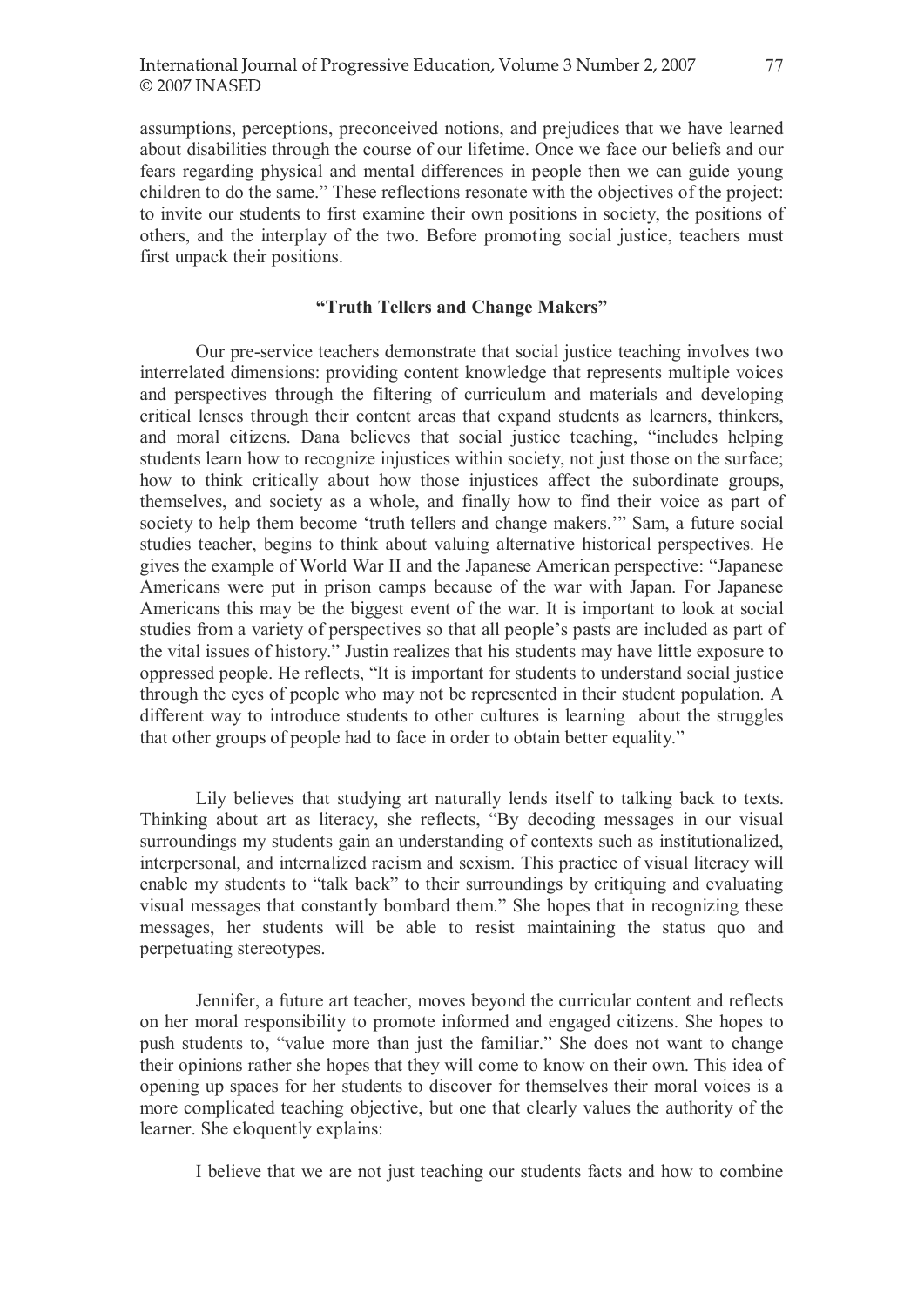assumptions, perceptions, preconceived notions, and prejudices that we have learned about disabilities through the course of our lifetime. Once we face our beliefs and our fears regarding physical and mental differences in people then we can guide young children to do the same." These reflections resonate with the objectives of the project: to invite our students to first examine their own positions in society, the positions of others, and the interplay of the two. Before promoting social justice, teachers must first unpack their positions.

### "Truth Tellers and Change Makers"

Our pre-service teachers demonstrate that social justice teaching involves two interrelated dimensions: providing content knowledge that represents multiple voices and perspectives through the filtering of curriculum and materials and developing critical lenses through their content areas that expand students as learners, thinkers, and moral citizens. Dana believes that social justice teaching, "includes helping students learn how to recognize injustices within society, not just those on the surface; how to think critically about how those injustices affect the subordinate groups, themselves, and society as a whole, and finally how to find their voice as part of society to help them become 'truth tellers and change makers.'" Sam, a future social studies teacher, begins to think about valuing alternative historical perspectives. He gives the example of World War II and the Japanese American perspective: "Japanese Americans were put in prison camps because of the war with Japan. For Japanese Americans this may be the biggest event of the war. It is important to look at social studies from a variety of perspectives so that all people's pasts are included as part of the vital issues of history." Justin realizes that his students may have little exposure to oppressed people. He reflects, "It is important for students to understand social justice through the eyes of people who may not be represented in their student population. A different way to introduce students to other cultures is learning about the struggles that other groups of people had to face in order to obtain better equality."

Lily believes that studying art naturally lends itself to talking back to texts. Thinking about art as literacy, she reflects, "By decoding messages in our visual surroundings my students gain an understanding of contexts such as institutionalized, interpersonal, and internalized racism and sexism. This practice of visual literacy will enable my students to "talk back" to their surroundings by critiquing and evaluating visual messages that constantly bombard them." She hopes that in recognizing these messages, her students will be able to resist maintaining the status quo and perpetuating stereotypes.

Jennifer, a future art teacher, moves beyond the curricular content and reflects on her moral responsibility to promote informed and engaged citizens. She hopes to push students to, "value more than just the familiar." She does not want to change their opinions rather she hopes that they will come to know on their own. This idea of opening up spaces for her students to discover for themselves their moral voices is a more complicated teaching objective, but one that clearly values the authority of the learner. She eloquently explains:

> I believe that we are not just teaching our students facts and how to combine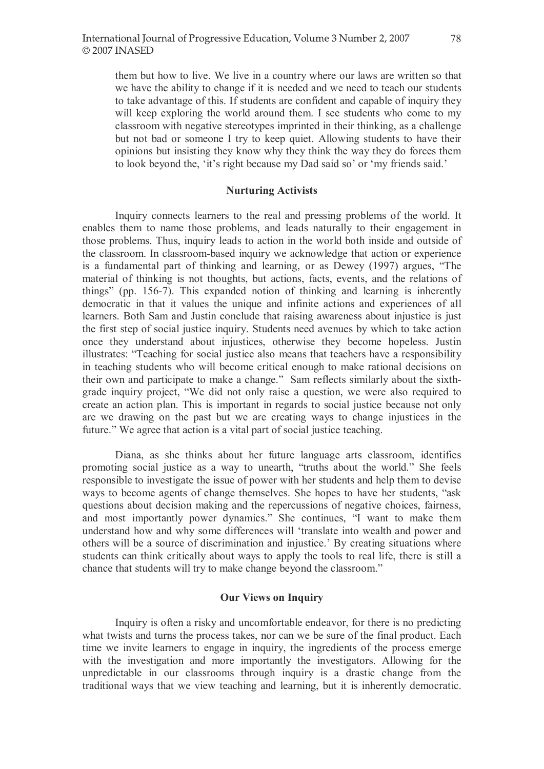> them but how to live. We live in a country where our laws are written so that we have the ability to change if it is needed and we need to teach our students to take advantage of this. If students are confident and capable of inquiry they will keep exploring the world around them. I see students who come to my classroom with negative stereotypes imprinted in their thinking, as a challenge but not bad or someone I try to keep quiet. Allowing students to have their opinions but insisting they know why they think the way they do forces them to look beyond the, 'it's right because my Dad said so' or 'my friends said.'

## Nurturing Activists

Inquiry connects learners to the real and pressing problems of the world. It enables them to name those problems, and leads naturally to their engagement in those problems. Thus, inquiry leads to action in the world both inside and outside of the classroom. In classroom-based inquiry we acknowledge that action or experience is a fundamental part of thinking and learning, or as Dewey (1997) argues, "The material of thinking is not thoughts, but actions, facts, events, and the relations of things" (pp. 156-7). This expanded notion of thinking and learning is inherently democratic in that it values the unique and infinite actions and experiences of all learners. Both Sam and Justin conclude that raising awareness about injustice is just the first step of social justice inquiry. Students need avenues by which to take action once they understand about injustices, otherwise they become hopeless. Justin illustrates: "Teaching for social justice also means that teachers have a responsibility in teaching students who will become critical enough to make rational decisions on their own and participate to make a change." Sam reflects similarly about the sixth-grade inquiry project, "We did not only raise a question, we were also required to create an action plan. This is important in regards to social justice because not only are we drawing on the past but we are creating ways to change injustices in the future." We agree that action is a vital part of social justice teaching.

Diana, as she thinks about her future language arts classroom, identifies promoting social justice as a way to unearth, "truths about the world." She feels responsible to investigate the issue of power with her students and help them to devise ways to become agents of change themselves. She hopes to have her students, "ask questions about decision making and the repercussions of negative choices, fairness, and most importantly power dynamics." She continues, "I want to make them understand how and why some differences will 'translate into wealth and power and others will be a source of discrimination and injustice.' By creating situations where students can think critically about ways to apply the tools to real life, there is still a chance that students will try to make change beyond the classroom."

## Our Views on Inquiry

Inquiry is often a risky and uncomfortable endeavor, for there is no predicting what twists and turns the process takes, nor can we be sure of the final product. Each time we invite learners to engage in inquiry, the ingredients of the process emerge with the investigation and more importantly the investigators. Allowing for the unpredictable in our classrooms through inquiry is a drastic change from the traditional ways that we view teaching and learning, but it is inherently democratic.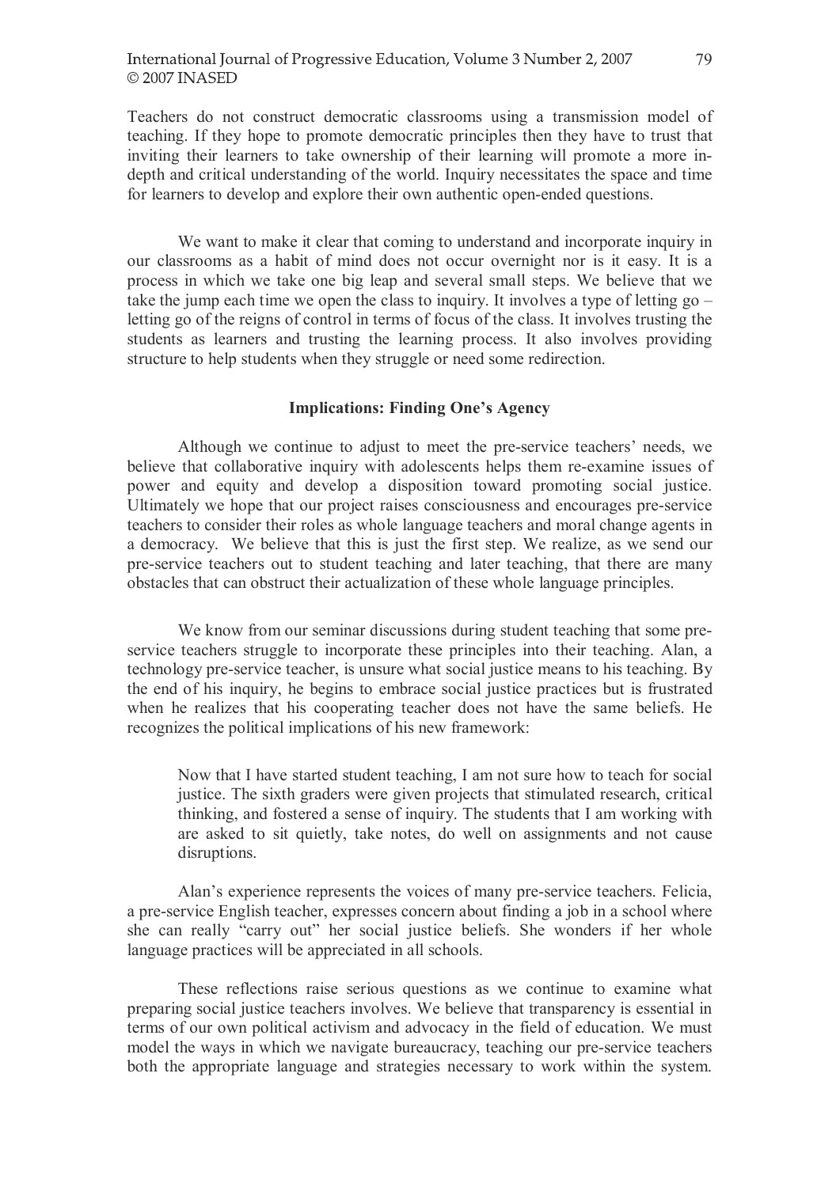Teachers do not construct democratic classrooms using a transmission model of teaching. If they hope to promote democratic principles then they have to trust that inviting their learners to take ownership of their learning will promote a more in-depth and critical understanding of the world. Inquiry necessitates the space and time for learners to develop and explore their own authentic open-ended questions.

We want to make it clear that coming to understand and incorporate inquiry in our classrooms as a habit of mind does not occur overnight nor is it easy. It is a process in which we take one big leap and several small steps. We believe that we take the jump each time we open the class to inquiry. It involves a type of letting go – letting go of the reigns of control in terms of focus of the class. It involves trusting the students as learners and trusting the learning process. It also involves providing structure to help students when they struggle or need some redirection.

## Implications: Finding One's Agency

Although we continue to adjust to meet the pre-service teachers' needs, we believe that collaborative inquiry with adolescents helps them re-examine issues of power and equity and develop a disposition toward promoting social justice. Ultimately we hope that our project raises consciousness and encourages pre-service teachers to consider their roles as whole language teachers and moral change agents in a democracy. We believe that this is just the first step. We realize, as we send our pre-service teachers out to student teaching and later teaching, that there are many obstacles that can obstruct their actualization of these whole language principles.

We know from our seminar discussions during student teaching that some pre-service teachers struggle to incorporate these principles into their teaching. Alan, a technology pre-service teacher, is unsure what social justice means to his teaching. By the end of his inquiry, he begins to embrace social justice practices but is frustrated when he realizes that his cooperating teacher does not have the same beliefs. He recognizes the political implications of his new framework:

> Now that I have started student teaching, I am not sure how to teach for social justice. The sixth graders were given projects that stimulated research, critical thinking, and fostered a sense of inquiry. The students that I am working with are asked to sit quietly, take notes, do well on assignments and not cause disruptions.

Alan's experience represents the voices of many pre-service teachers. Felicia, a pre-service English teacher, expresses concern about finding a job in a school where she can really "carry out" her social justice beliefs. She wonders if her whole language practices will be appreciated in all schools.

These reflections raise serious questions as we continue to examine what preparing social justice teachers involves. We believe that transparency is essential in terms of our own political activism and advocacy in the field of education. We must model the ways in which we navigate bureaucracy, teaching our pre-service teachers both the appropriate language and strategies necessary to work within the system.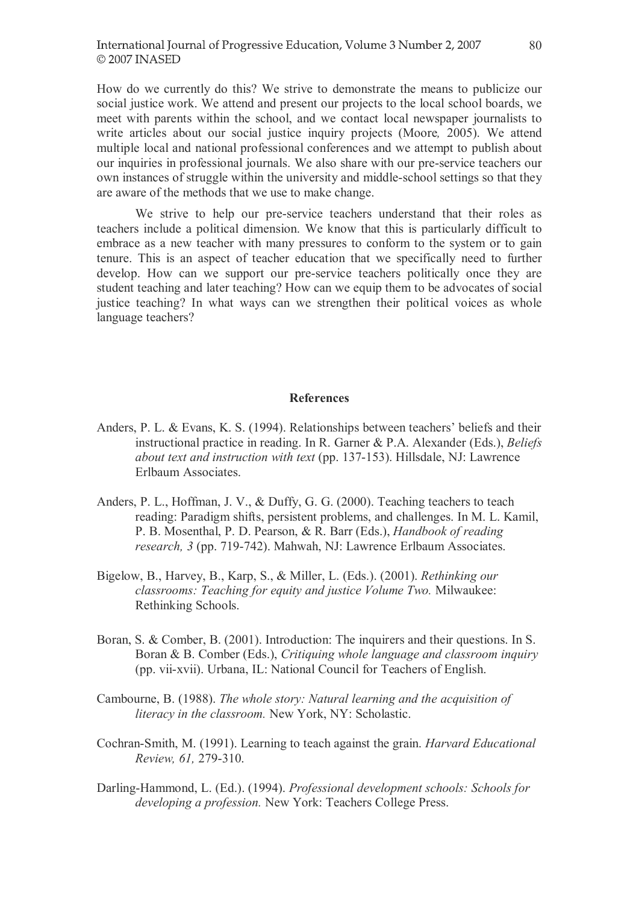How do we currently do this? We strive to demonstrate the means to publicize our social justice work. We attend and present our projects to the local school boards, we meet with parents within the school, and we contact local newspaper journalists to write articles about our social justice inquiry projects (Moore, 2005). We attend multiple local and national professional conferences and we attempt to publish about our inquiries in professional journals. We also share with our pre-service teachers our own instances of struggle within the university and middle-school settings so that they are aware of the methods that we use to make change.

We strive to help our pre-service teachers understand that their roles as teachers include a political dimension. We know that this is particularly difficult to embrace as a new teacher with many pressures to conform to the system or to gain tenure. This is an aspect of teacher education that we specifically need to further develop. How can we support our pre-service teachers politically once they are student teaching and later teaching? How can we equip them to be advocates of social justice teaching? In what ways can we strengthen their political voices as whole language teachers?

## References

Anders, P. L. & Evans, K. S. (1994). Relationships between teachers' beliefs and their instructional practice in reading. In R. Garner & P.A. Alexander (Eds.), *Beliefs about text and instruction with text* (pp. 137-153). Hillsdale, NJ: Lawrence Erlbaum Associates.

Anders, P. L., Hoffman, J. V., & Duffy, G. G. (2000). Teaching teachers to teach reading: Paradigm shifts, persistent problems, and challenges. In M. L. Kamil, P. B. Mosenthal, P. D. Pearson, & R. Barr (Eds.), *Handbook of reading research, 3* (pp. 719-742). Mahwah, NJ: Lawrence Erlbaum Associates.

Bigelow, B., Harvey, B., Karp, S., & Miller, L. (Eds.). (2001). *Rethinking our classrooms: Teaching for equity and justice Volume Two.* Milwaukee: Rethinking Schools.

Boran, S. & Comber, B. (2001). Introduction: The inquirers and their questions. In S. Boran & B. Comber (Eds.), *Critiquing whole language and classroom inquiry* (pp. vii-xvii). Urbana, IL: National Council for Teachers of English.

Cambourne, B. (1988). *The whole story: Natural learning and the acquisition of literacy in the classroom.* New York, NY: Scholastic.

Cochran-Smith, M. (1991). Learning to teach against the grain. *Harvard Educational Review, 61,* 279-310.

Darling-Hammond, L. (Ed.). (1994). *Professional development schools: Schools for developing a profession.* New York: Teachers College Press.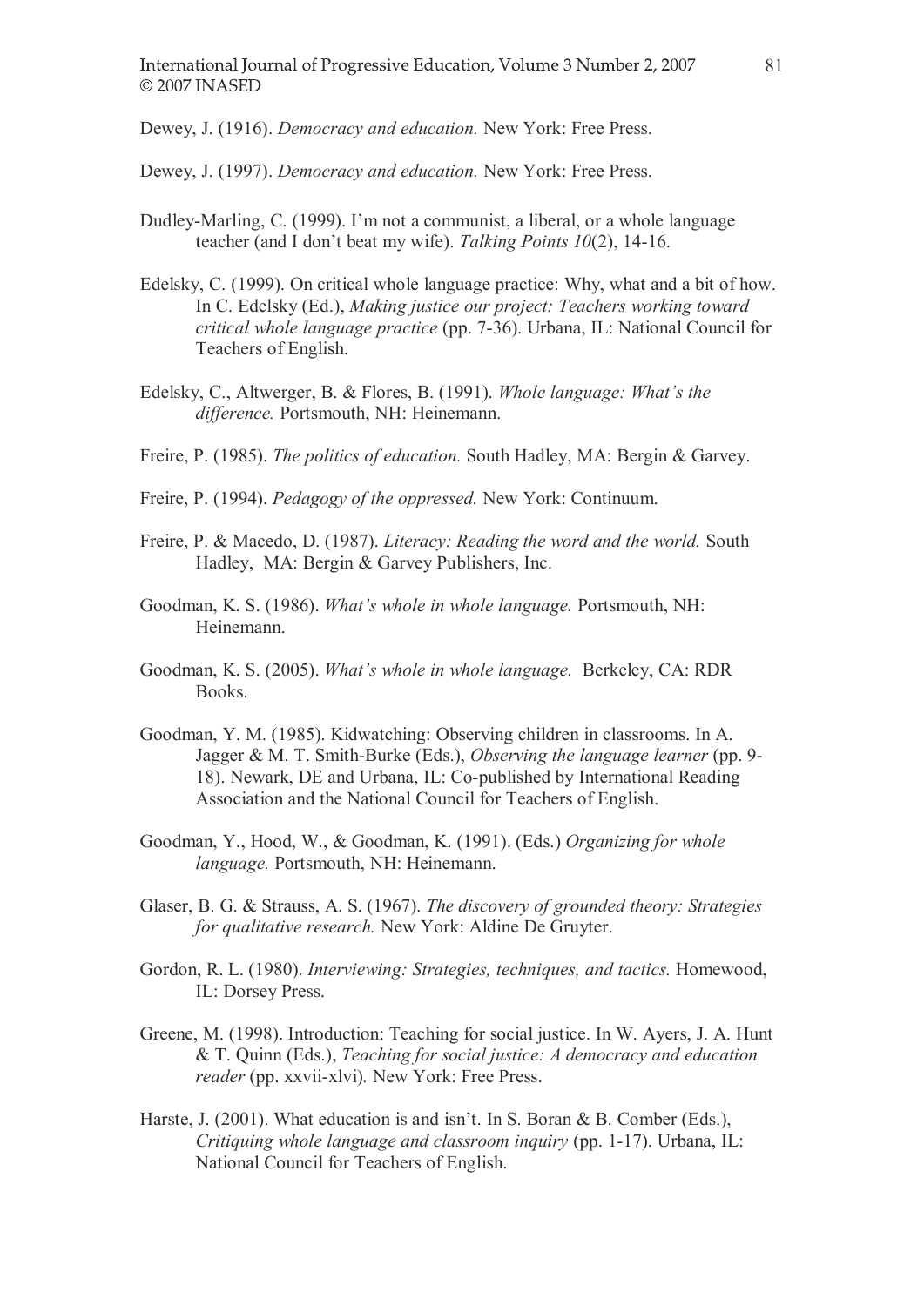Dewey, J. (1916). *Democracy and education.* New York: Free Press.

Dewey, J. (1997). *Democracy and education.* New York: Free Press.

Dudley-Marling, C. (1999). I'm not a communist, a liberal, or a whole language teacher (and I don't beat my wife). *Talking Points 10*(2), 14-16.

Edelsky, C. (1999). On critical whole language practice: Why, what and a bit of how. In C. Edelsky (Ed.), *Making justice our project: Teachers working toward critical whole language practice* (pp. 7-36). Urbana, IL: National Council for Teachers of English.

Edelsky, C., Altwerger, B. & Flores, B. (1991). *Whole language: What's the difference.* Portsmouth, NH: Heinemann.

Freire, P. (1985). *The politics of education.* South Hadley, MA: Bergin & Garvey.

Freire, P. (1994). *Pedagogy of the oppressed.* New York: Continuum.

Freire, P. & Macedo, D. (1987). *Literacy: Reading the word and the world.* South Hadley, MA: Bergin & Garvey Publishers, Inc.

Goodman, K. S. (1986). *What's whole in whole language.* Portsmouth, NH: Heinemann.

Goodman, K. S. (2005). *What's whole in whole language.* Berkeley, CA: RDR Books.

Goodman, Y. M. (1985). Kidwatching: Observing children in classrooms. In A. Jagger & M. T. Smith-Burke (Eds.), *Observing the language learner* (pp. 9-18). Newark, DE and Urbana, IL: Co-published by International Reading Association and the National Council for Teachers of English.

Goodman, Y., Hood, W., & Goodman, K. (1991). (Eds.) *Organizing for whole language.* Portsmouth, NH: Heinemann.

Glaser, B. G. & Strauss, A. S. (1967). *The discovery of grounded theory: Strategies for qualitative research.* New York: Aldine De Gruyter.

Gordon, R. L. (1980). *Interviewing: Strategies, techniques, and tactics.* Homewood, IL: Dorsey Press.

Greene, M. (1998). Introduction: Teaching for social justice. In W. Ayers, J. A. Hunt & T. Quinn (Eds.), *Teaching for social justice: A democracy and education reader* (pp. xxvii-xlvi). New York: Free Press.

Harste, J. (2001). What education is and isn't. In S. Boran & B. Comber (Eds.), *Critiquing whole language and classroom inquiry* (pp. 1-17). Urbana, IL: National Council for Teachers of English.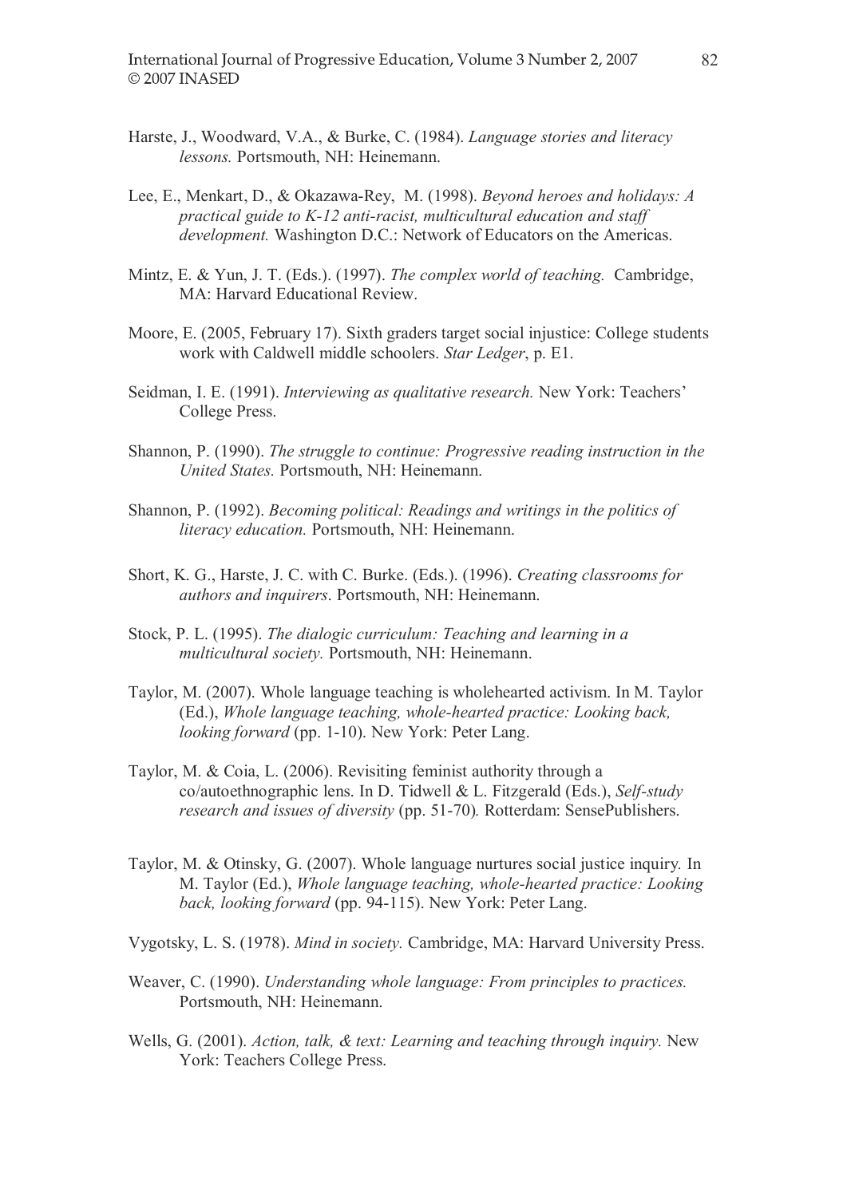Harste, J., Woodward, V.A., & Burke, C. (1984). *Language stories and literacy lessons.* Portsmouth, NH: Heinemann.

Lee, E., Menkart, D., & Okazawa-Rey, M. (1998). *Beyond heroes and holidays: A practical guide to K-12 anti-racist, multicultural education and staff development.* Washington D.C.: Network of Educators on the Americas.

Mintz, E. & Yun, J. T. (Eds.). (1997). *The complex world of teaching.* Cambridge, MA: Harvard Educational Review.

Moore, E. (2005, February 17). Sixth graders target social injustice: College students work with Caldwell middle schoolers. *Star Ledger*, p. E1.

Seidman, I. E. (1991). *Interviewing as qualitative research.* New York: Teachers' College Press.

Shannon, P. (1990). *The struggle to continue: Progressive reading instruction in the United States.* Portsmouth, NH: Heinemann.

Shannon, P. (1992). *Becoming political: Readings and writings in the politics of literacy education.* Portsmouth, NH: Heinemann.

Short, K. G., Harste, J. C. with C. Burke. (Eds.). (1996). *Creating classrooms for authors and inquirers*. Portsmouth, NH: Heinemann.

Stock, P. L. (1995). *The dialogic curriculum: Teaching and learning in a multicultural society.* Portsmouth, NH: Heinemann.

Taylor, M. (2007). Whole language teaching is wholehearted activism. In M. Taylor (Ed.), *Whole language teaching, whole-hearted practice: Looking back, looking forward* (pp. 1-10). New York: Peter Lang.

Taylor, M. & Coia, L. (2006). Revisiting feminist authority through a co/autoethnographic lens. In D. Tidwell & L. Fitzgerald (Eds.), *Self-study research and issues of diversity* (pp. 51-70)*.* Rotterdam: SensePublishers.

Taylor, M. & Otinsky, G. (2007). Whole language nurtures social justice inquiry. In M. Taylor (Ed.), *Whole language teaching, whole-hearted practice: Looking back, looking forward* (pp. 94-115). New York: Peter Lang.

Vygotsky, L. S. (1978). *Mind in society.* Cambridge, MA: Harvard University Press.

Weaver, C. (1990). *Understanding whole language: From principles to practices.* Portsmouth, NH: Heinemann.

Wells, G. (2001). *Action, talk, & text: Learning and teaching through inquiry.* New York: Teachers College Press.